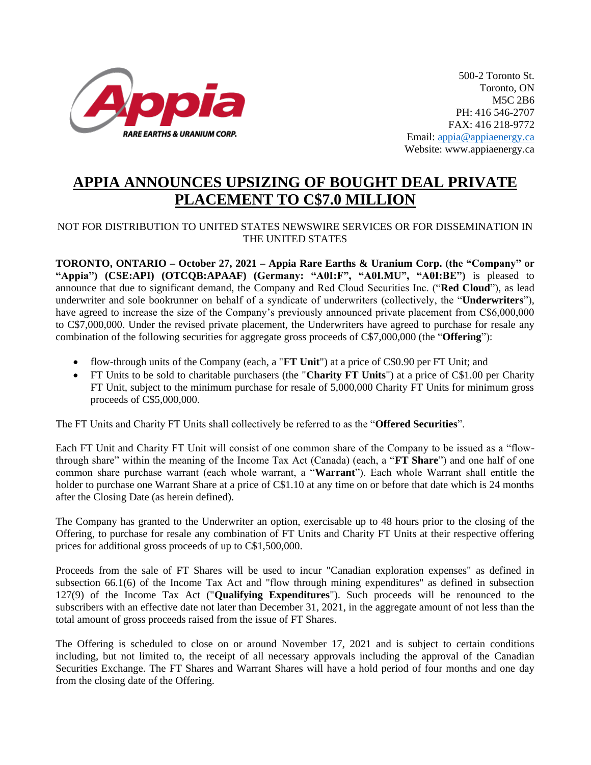500-2 Toronto St.
Toronto, ON
M5C 2B6
PH: 416 546-2707
FAX: 416 218-9772
Email: appia@appiaenergy.ca
Website: www.appiaenergy.ca

# APPIA ANNOUNCES UPSIZING OF BOUGHT DEAL PRIVATE PLACEMENT TO C$7.0 MILLION

NOT FOR DISTRIBUTION TO UNITED STATES NEWSWIRE SERVICES OR FOR DISSEMINATION IN THE UNITED STATES

**TORONTO, ONTARIO – October 27, 2021 – Appia Rare Earths & Uranium Corp. (the "Company" or "Appia") (CSE:API) (OTCQB:APAAF) (Germany: "A0I:F", "A0I.MU", "A0I:BE")** is pleased to announce that due to significant demand, the Company and Red Cloud Securities Inc. ("**Red Cloud**"), as lead underwriter and sole bookrunner on behalf of a syndicate of underwriters (collectively, the "**Underwriters**"), have agreed to increase the size of the Company's previously announced private placement from C$6,000,000 to C$7,000,000. Under the revised private placement, the Underwriters have agreed to purchase for resale any combination of the following securities for aggregate gross proceeds of C$7,000,000 (the "**Offering**"):

- flow-through units of the Company (each, a "**FT Unit**") at a price of C$0.90 per FT Unit; and
- FT Units to be sold to charitable purchasers (the "**Charity FT Units**") at a price of C$1.00 per Charity FT Unit, subject to the minimum purchase for resale of 5,000,000 Charity FT Units for minimum gross proceeds of C$5,000,000.

The FT Units and Charity FT Units shall collectively be referred to as the "**Offered Securities**".

Each FT Unit and Charity FT Unit will consist of one common share of the Company to be issued as a "flow-through share" within the meaning of the Income Tax Act (Canada) (each, a "**FT Share**") and one half of one common share purchase warrant (each whole warrant, a "**Warrant**"). Each whole Warrant shall entitle the holder to purchase one Warrant Share at a price of C$1.10 at any time on or before that date which is 24 months after the Closing Date (as herein defined).

The Company has granted to the Underwriter an option, exercisable up to 48 hours prior to the closing of the Offering, to purchase for resale any combination of FT Units and Charity FT Units at their respective offering prices for additional gross proceeds of up to C$1,500,000.

Proceeds from the sale of FT Shares will be used to incur "Canadian exploration expenses" as defined in subsection 66.1(6) of the Income Tax Act and "flow through mining expenditures" as defined in subsection 127(9) of the Income Tax Act ("**Qualifying Expenditures**"). Such proceeds will be renounced to the subscribers with an effective date not later than December 31, 2021, in the aggregate amount of not less than the total amount of gross proceeds raised from the issue of FT Shares.

The Offering is scheduled to close on or around November 17, 2021 and is subject to certain conditions including, but not limited to, the receipt of all necessary approvals including the approval of the Canadian Securities Exchange. The FT Shares and Warrant Shares will have a hold period of four months and one day from the closing date of the Offering.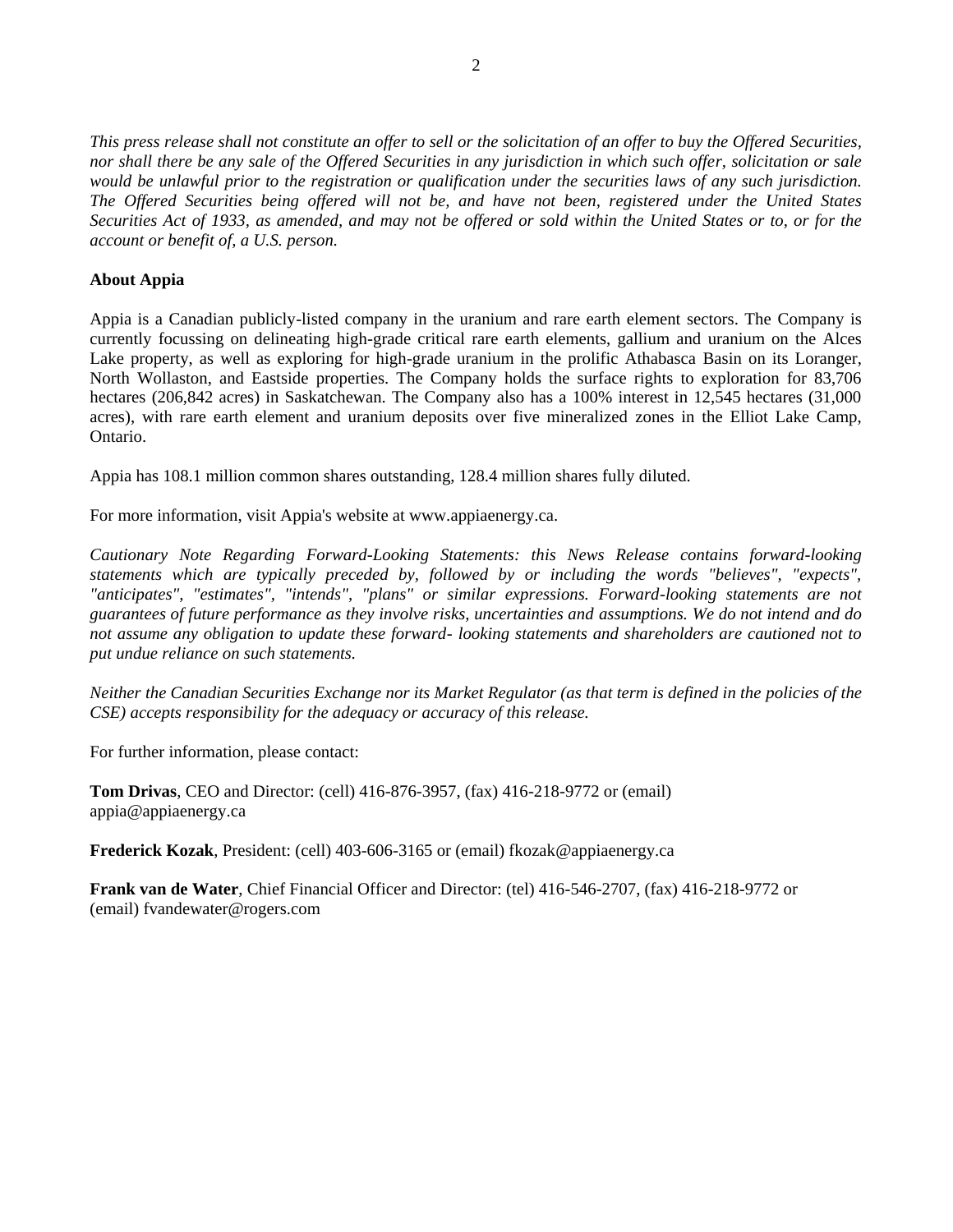*This press release shall not constitute an offer to sell or the solicitation of an offer to buy the Offered Securities, nor shall there be any sale of the Offered Securities in any jurisdiction in which such offer, solicitation or sale would be unlawful prior to the registration or qualification under the securities laws of any such jurisdiction. The Offered Securities being offered will not be, and have not been, registered under the United States Securities Act of 1933, as amended, and may not be offered or sold within the United States or to, or for the account or benefit of, a U.S. person.*

**About Appia**

Appia is a Canadian publicly-listed company in the uranium and rare earth element sectors. The Company is currently focussing on delineating high-grade critical rare earth elements, gallium and uranium on the Alces Lake property, as well as exploring for high-grade uranium in the prolific Athabasca Basin on its Loranger, North Wollaston, and Eastside properties. The Company holds the surface rights to exploration for 83,706 hectares (206,842 acres) in Saskatchewan. The Company also has a 100% interest in 12,545 hectares (31,000 acres), with rare earth element and uranium deposits over five mineralized zones in the Elliot Lake Camp, Ontario.

Appia has 108.1 million common shares outstanding, 128.4 million shares fully diluted.

For more information, visit Appia's website at www.appiaenergy.ca.

*Cautionary Note Regarding Forward-Looking Statements: this News Release contains forward-looking statements which are typically preceded by, followed by or including the words "believes", "expects", "anticipates", "estimates", "intends", "plans" or similar expressions. Forward-looking statements are not guarantees of future performance as they involve risks, uncertainties and assumptions. We do not intend and do not assume any obligation to update these forward- looking statements and shareholders are cautioned not to put undue reliance on such statements.*

*Neither the Canadian Securities Exchange nor its Market Regulator (as that term is defined in the policies of the CSE) accepts responsibility for the adequacy or accuracy of this release.*

For further information, please contact:

**Tom Drivas**, CEO and Director: (cell) 416-876-3957, (fax) 416-218-9772 or (email) appia@appiaenergy.ca

**Frederick Kozak**, President: (cell) 403-606-3165 or (email) fkozak@appiaenergy.ca

**Frank van de Water**, Chief Financial Officer and Director: (tel) 416-546-2707, (fax) 416-218-9772 or (email) fvandewater@rogers.com